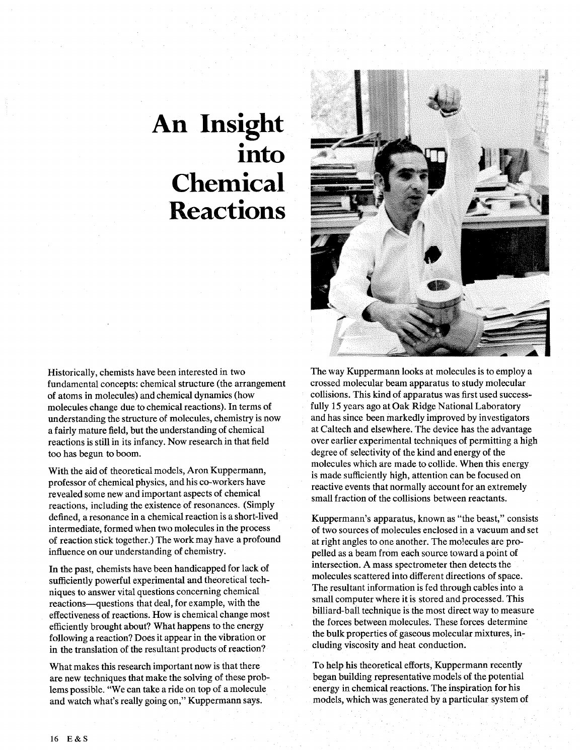# An Insight into Chemical Reactions

Historically, chemists have been interested in two fundamental concepts: chemical structure (the arrangement of atoms in molecules) and chemical dynamics (how molecules change due to chemical reactions). In terms of understanding the structure of molecules, chemistry is now a fairly mature field, but the understanding of chemical reactions is still in its infancy. Now research in that field too has begun to boom.

With the aid of theoretical models, Aron Kuppermann, professor of chemical physics, and his co-workers have revealed some new and important aspects of chemical reactions, including the existence of resonances. (Simply defined, a resonance in a chemical reaction is a short-lived intermediate, formed when two molecules in the process of reaction stick together.) The work may have a profound influence on our understanding of chemistry.

In the past, chemists have been handicapped for lack of sufficiently powerful experimental and theoretical techniques to answer vital questions concerning chemical reactions—questions that deal, for example, with the effectiveness of reactions. How is chemical change most efficiently brought about? What happens to the energy following a reaction? Does it appear in the vibration or in the translation of the resultant products of reaction?

What makes this research important now is that there are new techniques that make the solving of these problems possible. "We can take a ride on top of a molecule and watch what's really going on," Kuppermann says.

The way Kuppermann looks at molecules is to employ a crossed molecular beam apparatus to study molecular collisions. This kind of apparatus was first used successfully 15 years ago at Oak Ridge National Laboratory and has since been markedly improved by investigators at Caltech and elsewhere. The device has the advantage over earlier experimental techniques of permitting a high degree of selectivity of the kind and energy of the molecules which are made to collide. When this energy is made sufficiently high, attention can be focused on reactive events that normally account for an extremely small fraction of the collisions between reactants.

Kuppermann's apparatus, known as "the beast," consists of two sources of molecules enclosed in a vacuum and set at right angles to one another. The molecules are propelled as a beam from each source toward a point of intersection. A mass spectrometer then detects the molecules scattered into different directions of space. The resultant information is fed through cables into a small computer where it is stored and processed. This billiard-ball technique is the most direct way to measure the forces between molecules. These forces determine the bulk properties of gaseous molecular mixtures, including viscosity and heat conduction.

To help his theoretical efforts, Kuppermann recently began building representative models of the potential energy in chemical reactions. The inspiration for his models, which was generated by a particular system of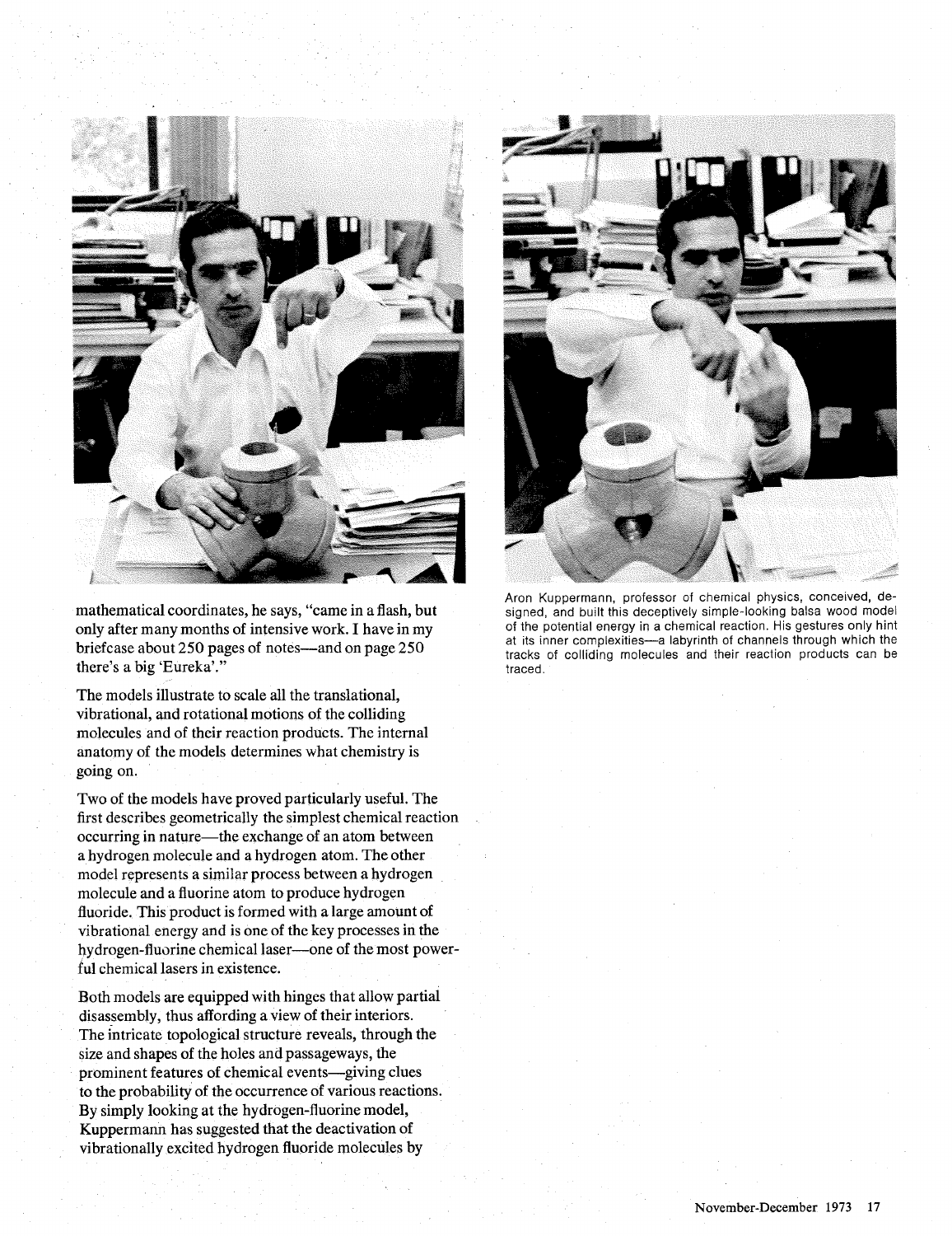mathematical coordinates, he says, "came in a flash, but only after many months of intensive work. I have in my briefcase about 250 pages of notes—and on page 250 there's a big 'Eureka'."

The models illustrate to scale all the translational, vibrational, and rotational motions of the colliding molecules and of their reaction products. The internal anatomy of the models determines what chemistry is going on.

Two of the models have proved particularly useful. The first describes geometrically the simplest chemical reaction occurring in nature—the exchange of an atom between a hydrogen molecule and a hydrogen atom. The other model represents a similar process between a hydrogen molecule and a fluorine atom to produce hydrogen fluoride. This product is formed with a large amount of vibrational energy and is one of the key processes in the hydrogen-fluorine chemical laser—one of the most powerful chemical lasers in existence.

Both models are equipped with hinges that allow partial disassembly, thus affording a view of their interiors. The intricate topological structure reveals, through the size and shapes of the holes and passageways, the prominent features of chemical events—giving clues to the probability of the occurrence of various reactions. By simply looking at the hydrogen-fluorine model, Kuppermann has suggested that the deactivation of vibrationally excited hydrogen fluoride molecules by

Aron Kuppermann, professor of chemical physics, conceived, designed, and built this deceptively simple-looking balsa wood model of the potential energy in a chemical reaction. His gestures only hint at its inner complexities—a labyrinth of channels through which the tracks of colliding molecules and their reaction products can be traced.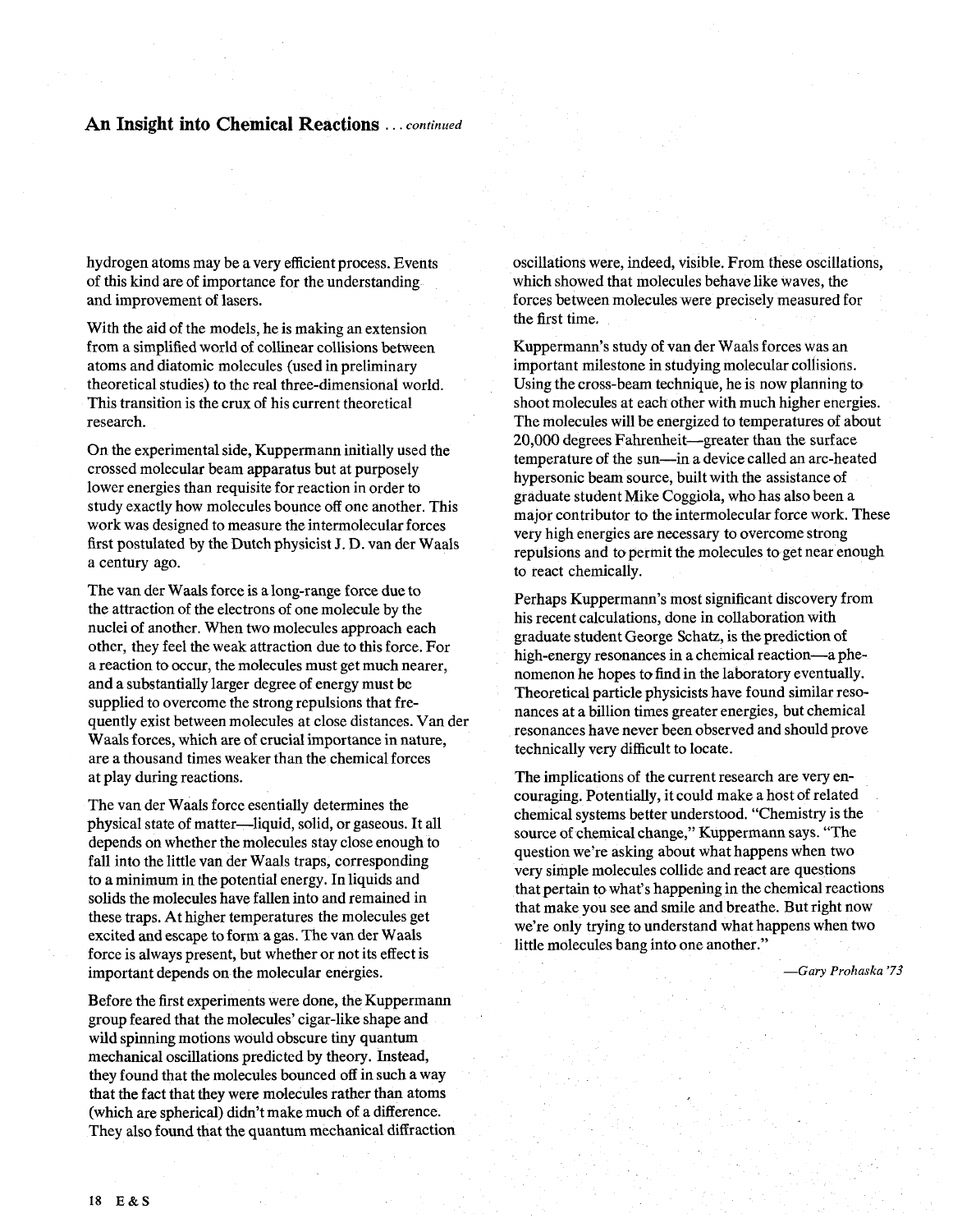## An Insight into Chemical Reactions . . . *continued*

hydrogen atoms may be a very efficient process. Events of this kind are of importance for the understanding and improvement of lasers.

With the aid of the models, he is making an extension from a simplified world of collinear collisions between atoms and diatomic molecules (used in preliminary theoretical studies) to the real three-dimensional world. This transition is the crux of his current theoretical research.

On the experimental side, Kuppermann initially used the crossed molecular beam apparatus but at purposely lower energies than requisite for reaction in order to study exactly how molecules bounce off one another. This work was designed to measure the intermolecular forces first postulated by the Dutch physicist J. D. van der Waals a century ago.

The van der Waals force is a long-range force due to the attraction of the electrons of one molecule by the nuclei of another. When two molecules approach each other, they feel the weak attraction due to this force. For a reaction to occur, the molecules must get much nearer, and a substantially larger degree of energy must be supplied to overcome the strong repulsions that frequently exist between molecules at close distances. Van der Waals forces, which are of crucial importance in nature, are a thousand times weaker than the chemical forces at play during reactions.

The van der Waals force esentially determines the physical state of matter—liquid, solid, or gaseous. It all depends on whether the molecules stay close enough to fall into the little van der Waals traps, corresponding to a minimum in the potential energy. In liquids and solids the molecules have fallen into and remained in these traps. At higher temperatures the molecules get excited and escape to form a gas. The van der Waals force is always present, but whether or not its effect is important depends on the molecular energies.

Before the first experiments were done, the Kuppermann group feared that the molecules' cigar-like shape and wild spinning motions would obscure tiny quantum mechanical oscillations predicted by theory. Instead, they found that the molecules bounced off in such a way that the fact that they were molecules rather than atoms (which are spherical) didn't make much of a difference. They also found that the quantum mechanical diffraction oscillations were, indeed, visible. From these oscillations, which showed that molecules behave like waves, the forces between molecules were precisely measured for the first time.

Kuppermann's study of van der Waals forces was an important milestone in studying molecular collisions. Using the cross-beam technique, he is now planning to shoot molecules at each other with much higher energies. The molecules will be energized to temperatures of about 20,000 degrees Fahrenheit—greater than the surface temperature of the sun—in a device called an arc-heated hypersonic beam source, built with the assistance of graduate student Mike Coggiola, who has also been a major contributor to the intermolecular force work. These very high energies are necessary to overcome strong repulsions and to permit the molecules to get near enough to react chemically.

Perhaps Kuppermann's most significant discovery from his recent calculations, done in collaboration with graduate student George Schatz, is the prediction of high-energy resonances in a chemical reaction—a phenomenon he hopes to find in the laboratory eventually. Theoretical particle physicists have found similar resonances at a billion times greater energies, but chemical resonances have never been observed and should prove technically very difficult to locate.

The implications of the current research are very encouraging. Potentially, it could make a host of related chemical systems better understood. "Chemistry is the source of chemical change," Kuppermann says. "The question we're asking about what happens when two very simple molecules collide and react are questions that pertain to what's happening in the chemical reactions that make you see and smile and breathe. But right now we're only trying to understand what happens when two little molecules bang into one another."

*—Gary Prohaska '73*